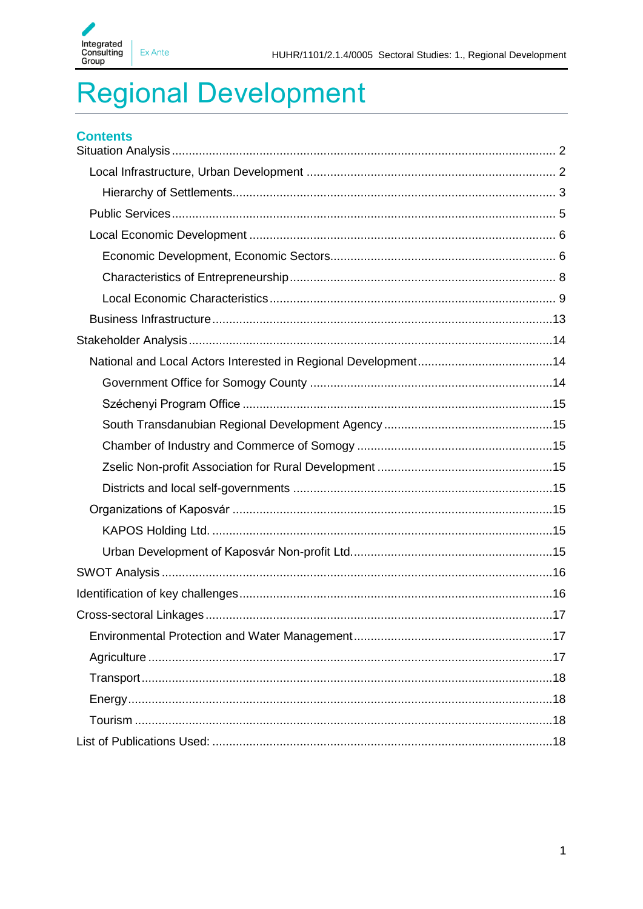# Regional Development

## Contents

- Situation Analysis ... 2
  - Local Infrastructure, Urban Development ... 2
    - Hierarchy of Settlements ... 3
  - Public Services ... 5
  - Local Economic Development ... 6
    - Economic Development, Economic Sectors ... 6
    - Characteristics of Entrepreneurship ... 8
    - Local Economic Characteristics ... 9
  - Business Infrastructure ... 13
- Stakeholder Analysis ... 14
  - National and Local Actors Interested in Regional Development ... 14
    - Government Office for Somogy County ... 14
    - Széchenyi Program Office ... 15
    - South Transdanubian Regional Development Agency ... 15
    - Chamber of Industry and Commerce of Somogy ... 15
    - Zselic Non-profit Association for Rural Development ... 15
    - Districts and local self-governments ... 15
  - Organizations of Kaposvár ... 15
    - KAPOS Holding Ltd. ... 15
    - Urban Development of Kaposvár Non-profit Ltd. ... 15
- SWOT Analysis ... 16
- Identification of key challenges ... 16
- Cross-sectoral Linkages ... 17
  - Environmental Protection and Water Management ... 17
  - Agriculture ... 17
  - Transport ... 18
  - Energy ... 18
  - Tourism ... 18
- List of Publications Used: ... 18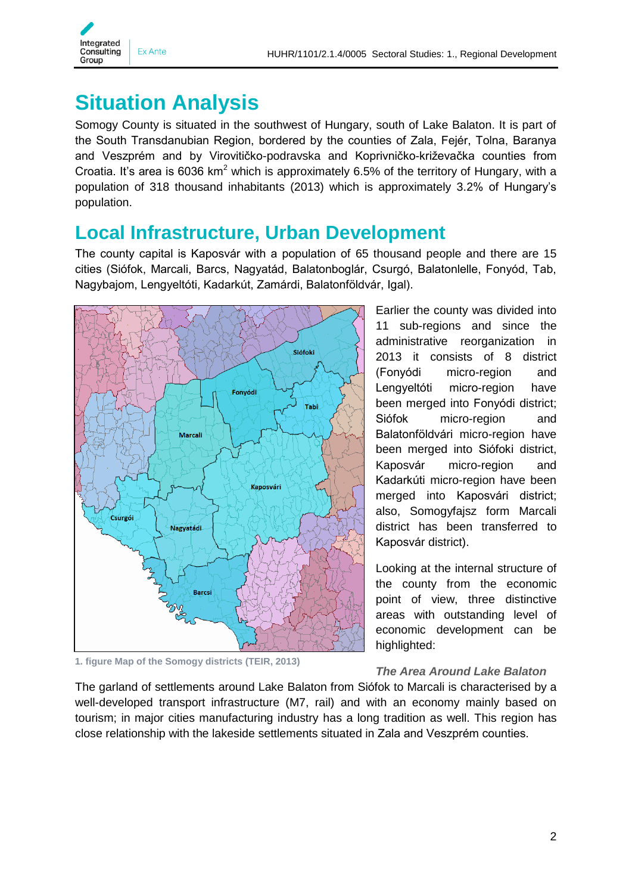# Situation Analysis

Somogy County is situated in the southwest of Hungary, south of Lake Balaton. It is part of the South Transdanubian Region, bordered by the counties of Zala, Fejér, Tolna, Baranya and Veszprém and by Virovitičko-podravska and Koprivničko-križevačka counties from Croatia. It's area is 6036 $km^2$ which is approximately 6.5% of the territory of Hungary, with a population of 318 thousand inhabitants (2013) which is approximately 3.2% of Hungary's population.

# Local Infrastructure, Urban Development

The county capital is Kaposvár with a population of 65 thousand people and there are 15 cities (Siófok, Marcali, Barcs, Nagyatád, Balatonboglár, Csurgó, Balatonlelle, Fonyód, Tab, Nagybajom, Lengyeltóti, Kadarkút, Zamárdi, Balatonföldvár, Igal).

1. figure Map of the Somogy districts (TEIR, 2013)

Earlier the county was divided into 11 sub-regions and since the administrative reorganization in 2013 it consists of 8 district (Fonyódi micro-region and Lengyeltóti micro-region have been merged into Fonyódi district; Siófok micro-region and Balatonföldvári micro-region have been merged into Siófoki district, Kaposvár micro-region and Kadarkúti micro-region have been merged into Kaposvári district; also, Somogyfajsz form Marcali district has been transferred to Kaposvár district).

Looking at the internal structure of the county from the economic point of view, three distinctive areas with outstanding level of economic development can be highlighted:

### *The Area Around Lake Balaton*

The garland of settlements around Lake Balaton from Siófok to Marcali is characterised by a well-developed transport infrastructure (M7, rail) and with an economy mainly based on tourism; in major cities manufacturing industry has a long tradition as well. This region has close relationship with the lakeside settlements situated in Zala and Veszprém counties.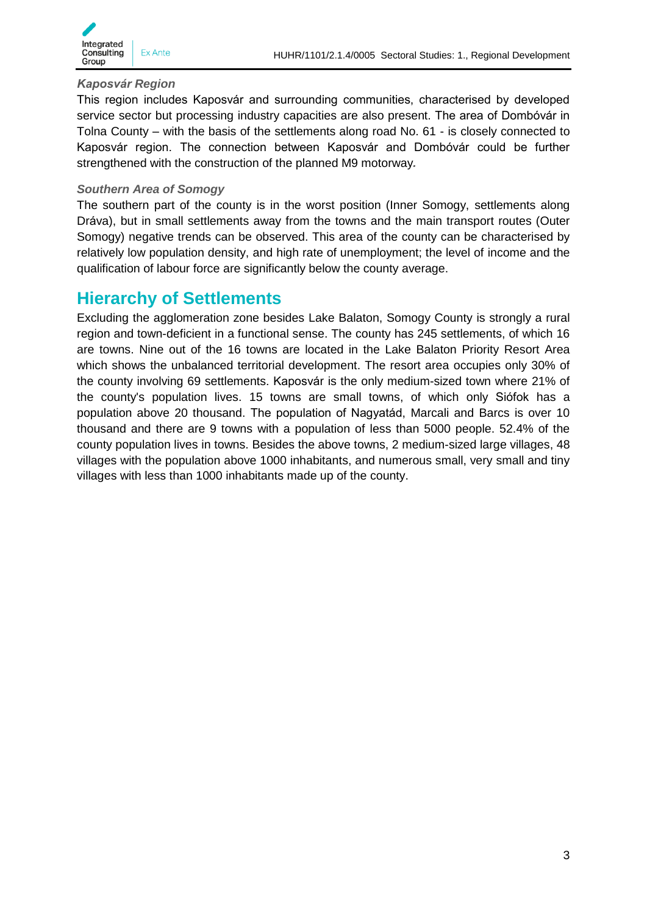### *Kaposvár Region*

This region includes Kaposvár and surrounding communities, characterised by developed service sector but processing industry capacities are also present. The area of Dombóvár in Tolna County – with the basis of the settlements along road No. 61 - is closely connected to Kaposvár region. The connection between Kaposvár and Dombóvár could be further strengthened with the construction of the planned M9 motorway*.*

### *Southern Area of Somogy*

The southern part of the county is in the worst position (Inner Somogy, settlements along Dráva), but in small settlements away from the towns and the main transport routes (Outer Somogy) negative trends can be observed. This area of the county can be characterised by relatively low population density, and high rate of unemployment; the level of income and the qualification of labour force are significantly below the county average.

## Hierarchy of Settlements

Excluding the agglomeration zone besides Lake Balaton, Somogy County is strongly a rural region and town-deficient in a functional sense. The county has 245 settlements, of which 16 are towns. Nine out of the 16 towns are located in the Lake Balaton Priority Resort Area which shows the unbalanced territorial development. The resort area occupies only 30% of the county involving 69 settlements. Kaposvár is the only medium-sized town where 21% of the county's population lives. 15 towns are small towns, of which only Siófok has a population above 20 thousand. The population of Nagyatád, Marcali and Barcs is over 10 thousand and there are 9 towns with a population of less than 5000 people. 52.4% of the county population lives in towns. Besides the above towns, 2 medium-sized large villages, 48 villages with the population above 1000 inhabitants, and numerous small, very small and tiny villages with less than 1000 inhabitants made up of the county.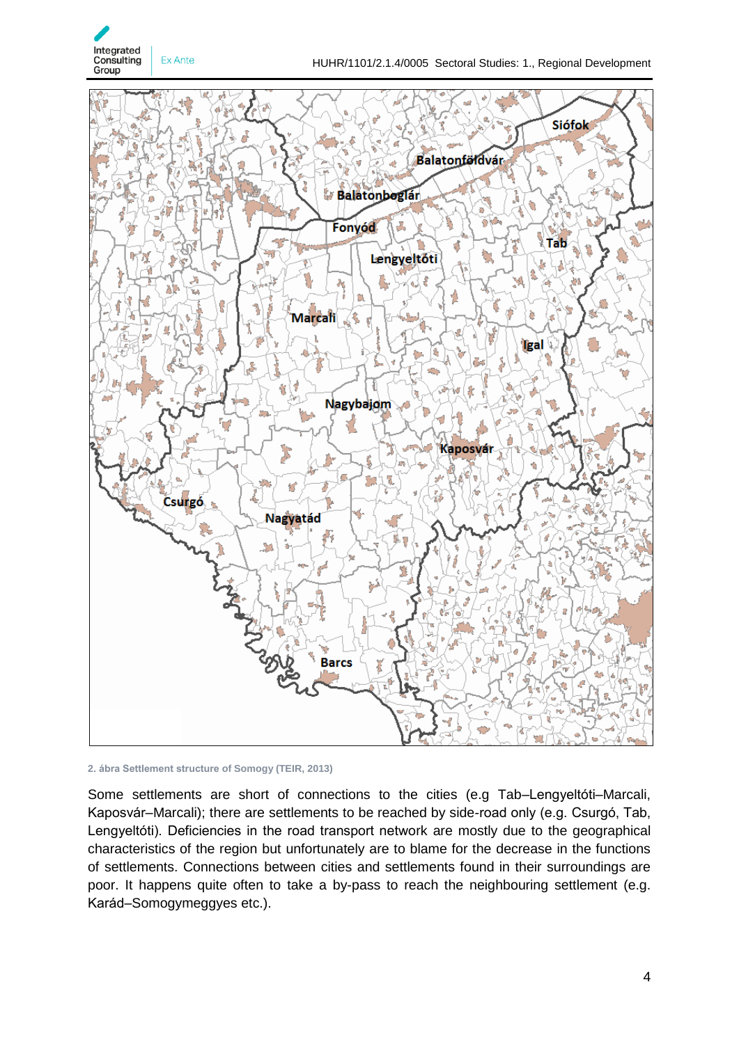2. ábra Settlement structure of Somogy (TEIR, 2013)

Some settlements are short of connections to the cities (e.g Tab–Lengyeltóti–Marcali, Kaposvár–Marcali); there are settlements to be reached by side-road only (e.g. Csurgó, Tab, Lengyeltóti). Deficiencies in the road transport network are mostly due to the geographical characteristics of the region but unfortunately are to blame for the decrease in the functions of settlements. Connections between cities and settlements found in their surroundings are poor. It happens quite often to take a by-pass to reach the neighbouring settlement (e.g. Karád–Somogymeggyes etc.).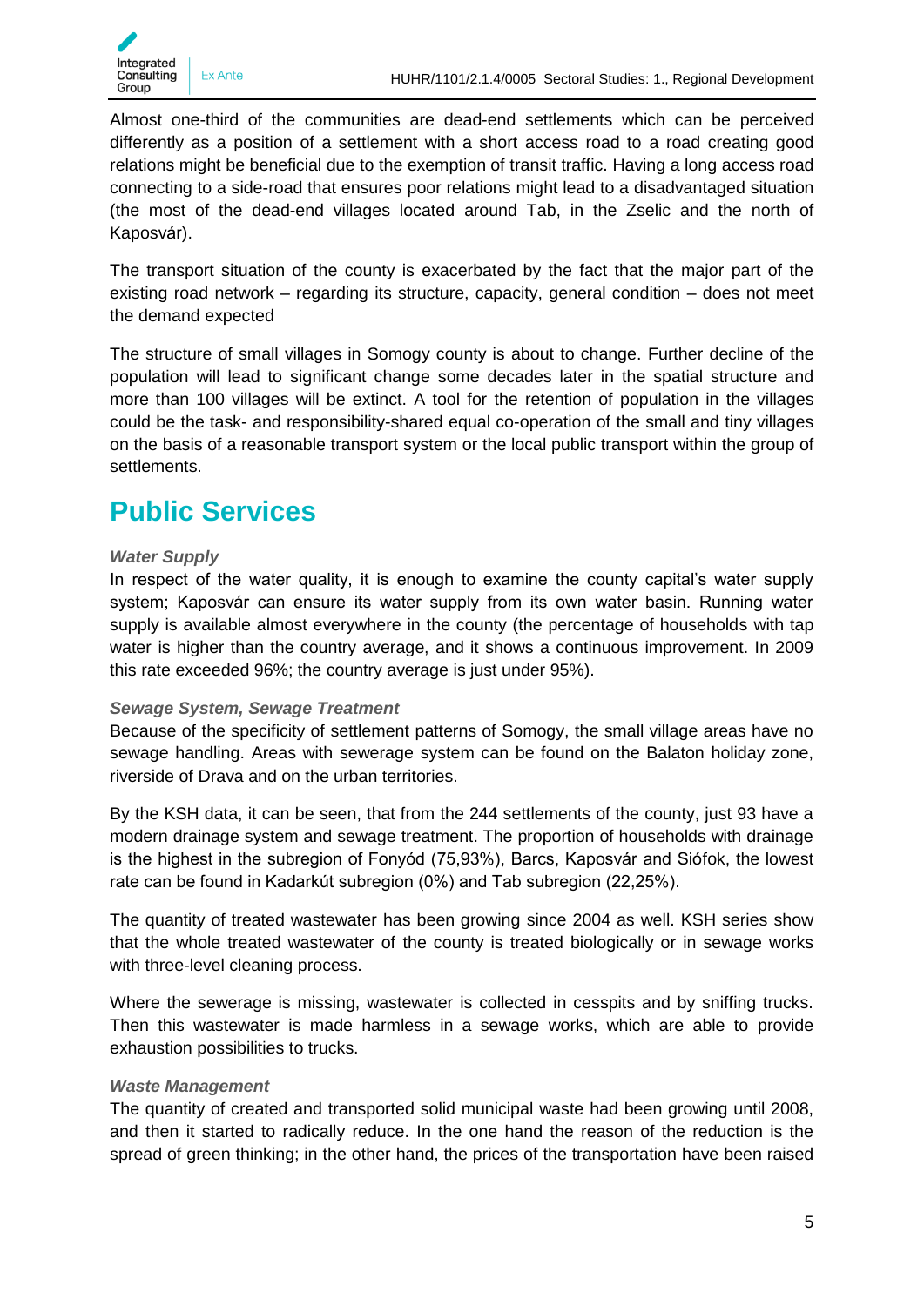Almost one-third of the communities are dead-end settlements which can be perceived differently as a position of a settlement with a short access road to a road creating good relations might be beneficial due to the exemption of transit traffic. Having a long access road connecting to a side-road that ensures poor relations might lead to a disadvantaged situation (the most of the dead-end villages located around Tab, in the Zselic and the north of Kaposvár).

The transport situation of the county is exacerbated by the fact that the major part of the existing road network – regarding its structure, capacity, general condition – does not meet the demand expected

The structure of small villages in Somogy county is about to change. Further decline of the population will lead to significant change some decades later in the spatial structure and more than 100 villages will be extinct. A tool for the retention of population in the villages could be the task- and responsibility-shared equal co-operation of the small and tiny villages on the basis of a reasonable transport system or the local public transport within the group of settlements.

# Public Services

***Water Supply***

In respect of the water quality, it is enough to examine the county capital's water supply system; Kaposvár can ensure its water supply from its own water basin. Running water supply is available almost everywhere in the county (the percentage of households with tap water is higher than the country average, and it shows a continuous improvement. In 2009 this rate exceeded 96%; the country average is just under 95%).

***Sewage System, Sewage Treatment***

Because of the specificity of settlement patterns of Somogy, the small village areas have no sewage handling. Areas with sewerage system can be found on the Balaton holiday zone, riverside of Drava and on the urban territories.

By the KSH data, it can be seen, that from the 244 settlements of the county, just 93 have a modern drainage system and sewage treatment. The proportion of households with drainage is the highest in the subregion of Fonyód (75,93%), Barcs, Kaposvár and Siófok, the lowest rate can be found in Kadarkút subregion (0%) and Tab subregion (22,25%).

The quantity of treated wastewater has been growing since 2004 as well. KSH series show that the whole treated wastewater of the county is treated biologically or in sewage works with three-level cleaning process.

Where the sewerage is missing, wastewater is collected in cesspits and by sniffing trucks. Then this wastewater is made harmless in a sewage works, which are able to provide exhaustion possibilities to trucks.

***Waste Management***

The quantity of created and transported solid municipal waste had been growing until 2008, and then it started to radically reduce. In the one hand the reason of the reduction is the spread of green thinking; in the other hand, the prices of the transportation have been raised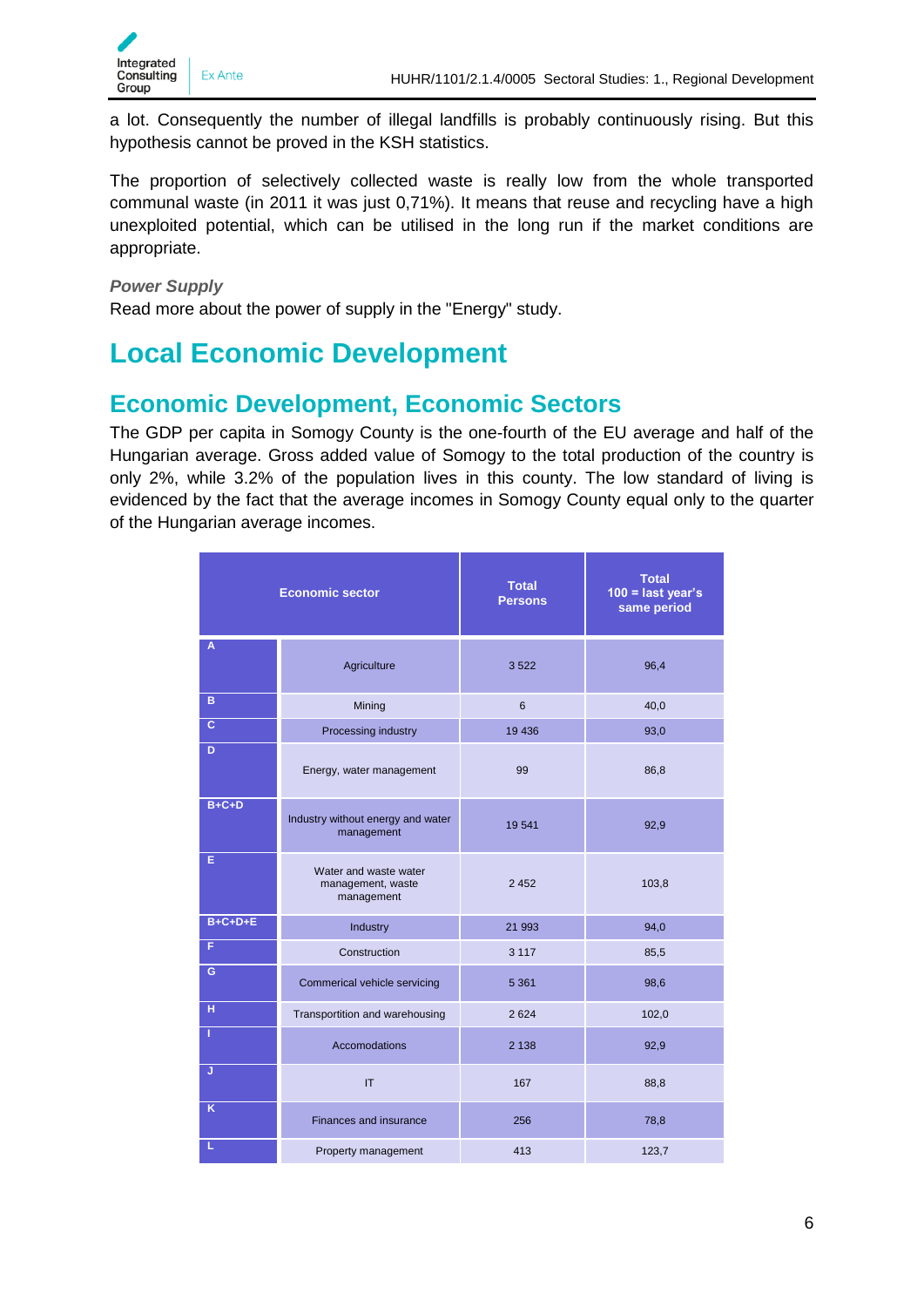a lot. Consequently the number of illegal landfills is probably continuously rising. But this hypothesis cannot be proved in the KSH statistics.

The proportion of selectively collected waste is really low from the whole transported communal waste (in 2011 it was just 0,71%). It means that reuse and recycling have a high unexploited potential, which can be utilised in the long run if the market conditions are appropriate.

***Power Supply***

Read more about the power of supply in the "Energy" study.

# Local Economic Development

## Economic Development, Economic Sectors

The GDP per capita in Somogy County is the one-fourth of the EU average and half of the Hungarian average. Gross added value of Somogy to the total production of the country is only 2%, while 3.2% of the population lives in this county. The low standard of living is evidenced by the fact that the average incomes in Somogy County equal only to the quarter of the Hungarian average incomes.

| Economic sector | | Total Persons | Total 100 = last year's same period |
|---|---|---|---|
| A | Agriculture | 3 522 | 96,4 |
| B | Mining | 6 | 40,0 |
| C | Processing industry | 19 436 | 93,0 |
| D | Energy, water management | 99 | 86,8 |
| B+C+D | Industry without energy and water management | 19 541 | 92,9 |
| E | Water and waste water management, waste management | 2 452 | 103,8 |
| B+C+D+E | Industry | 21 993 | 94,0 |
| F | Construction | 3 117 | 85,5 |
| G | Commerical vehicle servicing | 5 361 | 98,6 |
| H | Transportition and warehousing | 2 624 | 102,0 |
| I | Accomodations | 2 138 | 92,9 |
| J | IT | 167 | 88,8 |
| K | Finances and insurance | 256 | 78,8 |
| L | Property management | 413 | 123,7 |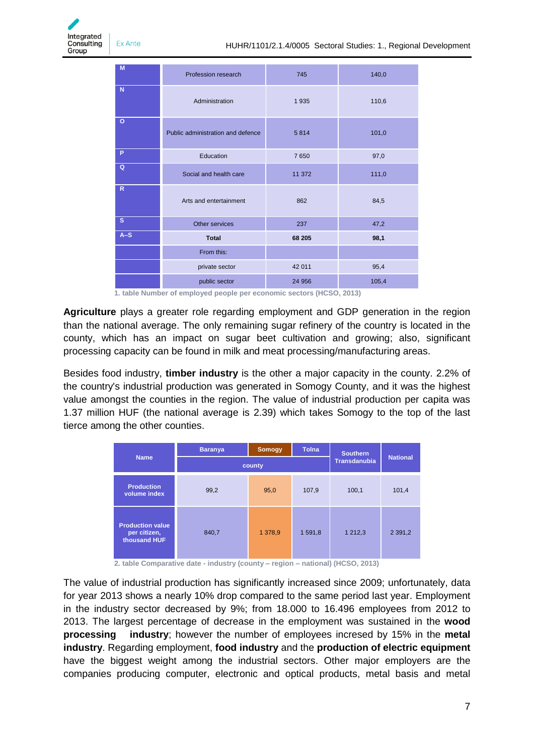| | | | |
|---|---|---|---|
| M | Profession research | 745 | 140,0 |
| N | Administration | 1 935 | 110,6 |
| O | Public administration and defence | 5 814 | 101,0 |
| P | Education | 7 650 | 97,0 |
| Q | Social and health care | 11 372 | 111,0 |
| R | Arts and entertainment | 862 | 84,5 |
| S | Other services | 237 | 47,2 |
| A–S | **Total** | **68 205** | **98,1** |
| | From this: | | |
| | private sector | 42 011 | 95,4 |
| | public sector | 24 956 | 105,4 |

1. table Number of employed people per economic sectors (HCSO, 2013)

**Agriculture** plays a greater role regarding employment and GDP generation in the region than the national average. The only remaining sugar refinery of the country is located in the county, which has an impact on sugar beet cultivation and growing; also, significant processing capacity can be found in milk and meat processing/manufacturing areas.

Besides food industry, **timber industry** is the other a major capacity in the county. 2.2% of the country's industrial production was generated in Somogy County, and it was the highest value amongst the counties in the region. The value of industrial production per capita was 1.37 million HUF (the national average is 2.39) which takes Somogy to the top of the last tierce among the other counties.

| Name | Baranya | Somogy | Tolna | Southern Transdanubia | National |
|---|---|---|---|---|---|
| | county | | | | |
| Production volume index | 99,2 | 95,0 | 107,9 | 100,1 | 101,4 |
| Production value per citizen, thousand HUF | 840,7 | 1 378,9 | 1 591,8 | 1 212,3 | 2 391,2 |

2. table Comparative date - industry (county – region – national) (HCSO, 2013)

The value of industrial production has significantly increased since 2009; unfortunately, data for year 2013 shows a nearly 10% drop compared to the same period last year. Employment in the industry sector decreased by 9%; from 18.000 to 16.496 employees from 2012 to 2013. The largest percentage of decrease in the employment was sustained in the **wood processing industry**; however the number of employees incresed by 15% in the **metal industry**. Regarding employment, **food industry** and the **production of electric equipment** have the biggest weight among the industrial sectors. Other major employers are the companies producing computer, electronic and optical products, metal basis and metal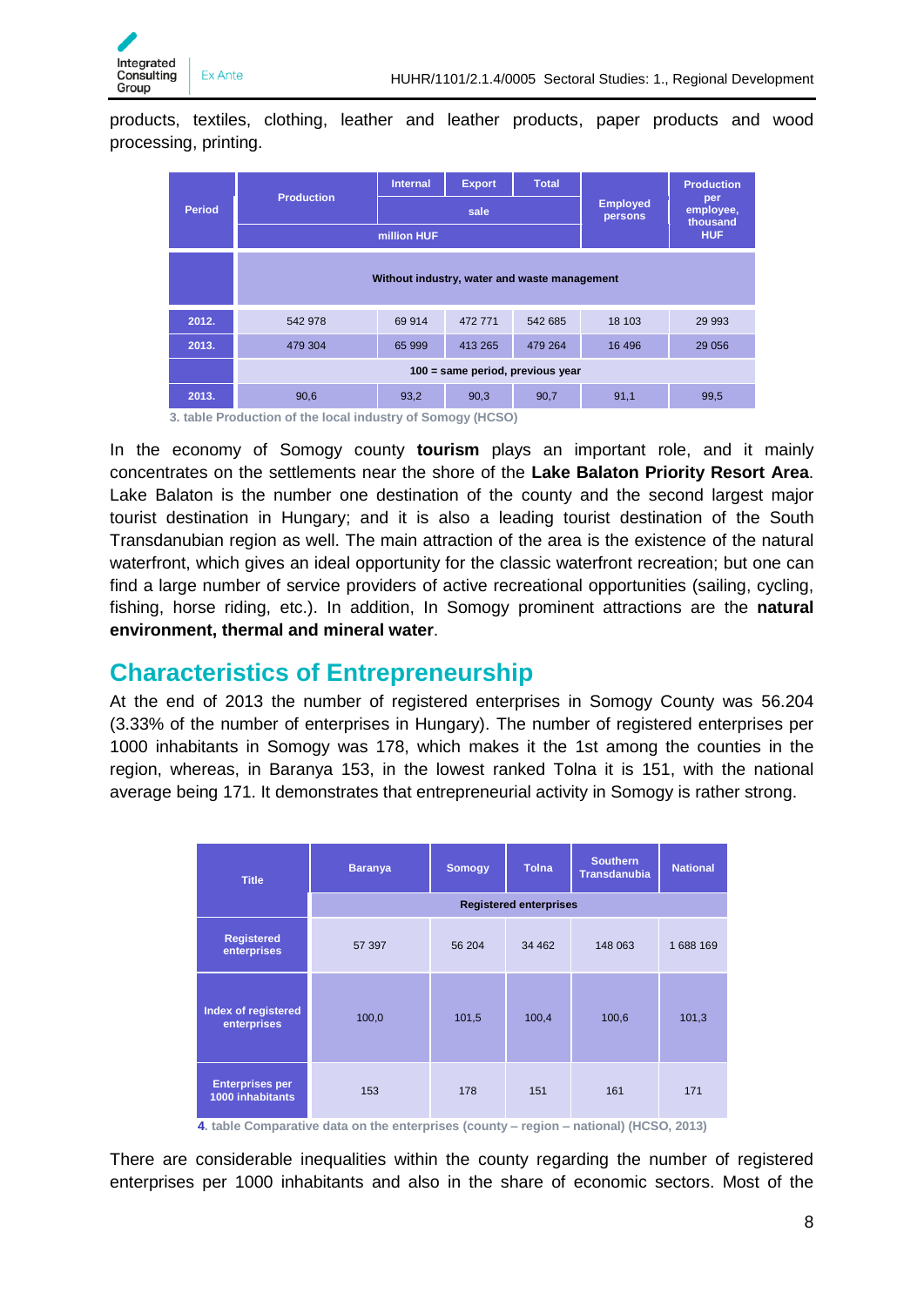products, textiles, clothing, leather and leather products, paper products and wood processing, printing.

| Period | Production | Internal | Export | Total | Employed persons | Production per employee, thousand HUF |
|---|---|---|---|---|---|---|
| | | sale | | | | |
| | million HUF | | | | | |
| | Without industry, water and waste management | | | | | |
| 2012. | 542 978 | 69 914 | 472 771 | 542 685 | 18 103 | 29 993 |
| 2013. | 479 304 | 65 999 | 413 265 | 479 264 | 16 496 | 29 056 |
| | 100 = same period, previous year | | | | | |
| 2013. | 90,6 | 93,2 | 90,3 | 90,7 | 91,1 | 99,5 |

3. table Production of the local industry of Somogy (HCSO)

In the economy of Somogy county **tourism** plays an important role, and it mainly concentrates on the settlements near the shore of the **Lake Balaton Priority Resort Area**. Lake Balaton is the number one destination of the county and the second largest major tourist destination in Hungary; and it is also a leading tourist destination of the South Transdanubian region as well. The main attraction of the area is the existence of the natural waterfront, which gives an ideal opportunity for the classic waterfront recreation; but one can find a large number of service providers of active recreational opportunities (sailing, cycling, fishing, horse riding, etc.). In addition, In Somogy prominent attractions are the **natural environment, thermal and mineral water**.

## Characteristics of Entrepreneurship

At the end of 2013 the number of registered enterprises in Somogy County was 56.204 (3.33% of the number of enterprises in Hungary). The number of registered enterprises per 1000 inhabitants in Somogy was 178, which makes it the 1st among the counties in the region, whereas, in Baranya 153, in the lowest ranked Tolna it is 151, with the national average being 171. It demonstrates that entrepreneurial activity in Somogy is rather strong.

| Title | Baranya | Somogy | Tolna | Southern Transdanubia | National |
|---|---|---|---|---|---|
| | Registered enterprises | | | | |
| Registered enterprises | 57 397 | 56 204 | 34 462 | 148 063 | 1 688 169 |
| Index of registered enterprises | 100,0 | 101,5 | 100,4 | 100,6 | 101,3 |
| Enterprises per 1000 inhabitants | 153 | 178 | 151 | 161 | 171 |

4. table Comparative data on the enterprises (county – region – national) (HCSO, 2013)

There are considerable inequalities within the county regarding the number of registered enterprises per 1000 inhabitants and also in the share of economic sectors. Most of the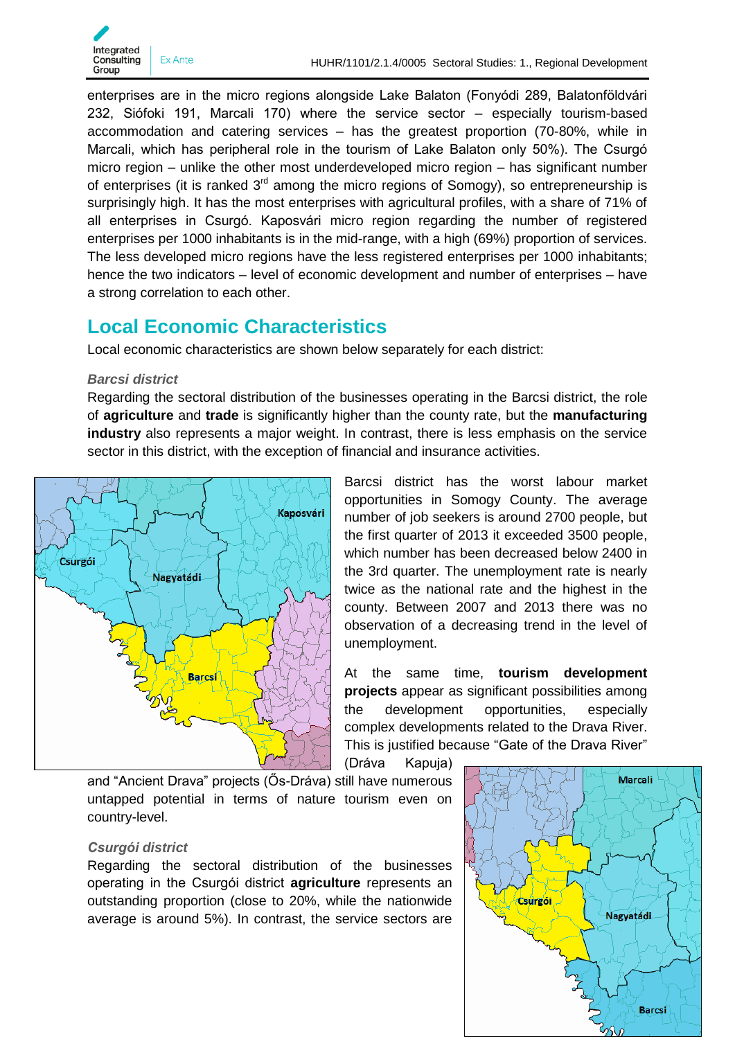enterprises are in the micro regions alongside Lake Balaton (Fonyódi 289, Balatonföldvári 232, Siófoki 191, Marcali 170) where the service sector – especially tourism-based accommodation and catering services – has the greatest proportion (70-80%, while in Marcali, which has peripheral role in the tourism of Lake Balaton only 50%). The Csurgó micro region – unlike the other most underdeveloped micro region – has significant number of enterprises (it is ranked 3rd among the micro regions of Somogy), so entrepreneurship is surprisingly high. It has the most enterprises with agricultural profiles, with a share of 71% of all enterprises in Csurgó. Kaposvári micro region regarding the number of registered enterprises per 1000 inhabitants is in the mid-range, with a high (69%) proportion of services. The less developed micro regions have the less registered enterprises per 1000 inhabitants; hence the two indicators – level of economic development and number of enterprises – have a strong correlation to each other.

## Local Economic Characteristics

Local economic characteristics are shown below separately for each district:

### *Barcsi district*

Regarding the sectoral distribution of the businesses operating in the Barcsi district, the role of **agriculture** and **trade** is significantly higher than the county rate, but the **manufacturing industry** also represents a major weight. In contrast, there is less emphasis on the service sector in this district, with the exception of financial and insurance activities.

Barcsi district has the worst labour market opportunities in Somogy County. The average number of job seekers is around 2700 people, but the first quarter of 2013 it exceeded 3500 people, which number has been decreased below 2400 in the 3rd quarter. The unemployment rate is nearly twice as the national rate and the highest in the county. Between 2007 and 2013 there was no observation of a decreasing trend in the level of unemployment.

At the same time, **tourism development projects** appear as significant possibilities among the development opportunities, especially complex developments related to the Drava River. This is justified because "Gate of the Drava River" (Dráva Kapuja) and "Ancient Drava" projects (Ős-Dráva) still have numerous untapped potential in terms of nature tourism even on country-level.

### *Csurgói district*

Regarding the sectoral distribution of the businesses operating in the Csurgói district **agriculture** represents an outstanding proportion (close to 20%, while the nationwide average is around 5%). In contrast, the service sectors are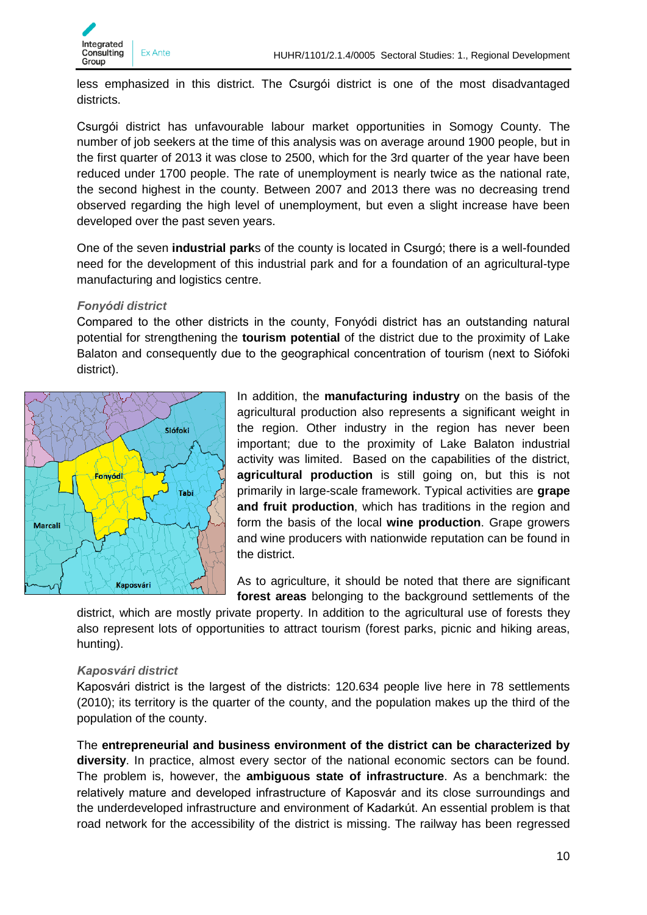less emphasized in this district. The Csurgói district is one of the most disadvantaged districts.

Csurgói district has unfavourable labour market opportunities in Somogy County. The number of job seekers at the time of this analysis was on average around 1900 people, but in the first quarter of 2013 it was close to 2500, which for the 3rd quarter of the year have been reduced under 1700 people. The rate of unemployment is nearly twice as the national rate, the second highest in the county. Between 2007 and 2013 there was no decreasing trend observed regarding the high level of unemployment, but even a slight increase have been developed over the past seven years.

One of the seven **industrial park**s of the county is located in Csurgó; there is a well-founded need for the development of this industrial park and for a foundation of an agricultural-type manufacturing and logistics centre.

### *Fonyódi district*

Compared to the other districts in the county, Fonyódi district has an outstanding natural potential for strengthening the **tourism potential** of the district due to the proximity of Lake Balaton and consequently due to the geographical concentration of tourism (next to Siófoki district).

In addition, the **manufacturing industry** on the basis of the agricultural production also represents a significant weight in the region. Other industry in the region has never been important; due to the proximity of Lake Balaton industrial activity was limited. Based on the capabilities of the district, **agricultural production** is still going on, but this is not primarily in large-scale framework. Typical activities are **grape and fruit production**, which has traditions in the region and form the basis of the local **wine production**. Grape growers and wine producers with nationwide reputation can be found in the district.

As to agriculture, it should be noted that there are significant **forest areas** belonging to the background settlements of the district, which are mostly private property. In addition to the agricultural use of forests they also represent lots of opportunities to attract tourism (forest parks, picnic and hiking areas, hunting).

### *Kaposvári district*

Kaposvári district is the largest of the districts: 120.634 people live here in 78 settlements (2010); its territory is the quarter of the county, and the population makes up the third of the population of the county.

The **entrepreneurial and business environment of the district can be characterized by diversity**. In practice, almost every sector of the national economic sectors can be found. The problem is, however, the **ambiguous state of infrastructure**. As a benchmark: the relatively mature and developed infrastructure of Kaposvár and its close surroundings and the underdeveloped infrastructure and environment of Kadarkút. An essential problem is that road network for the accessibility of the district is missing. The railway has been regressed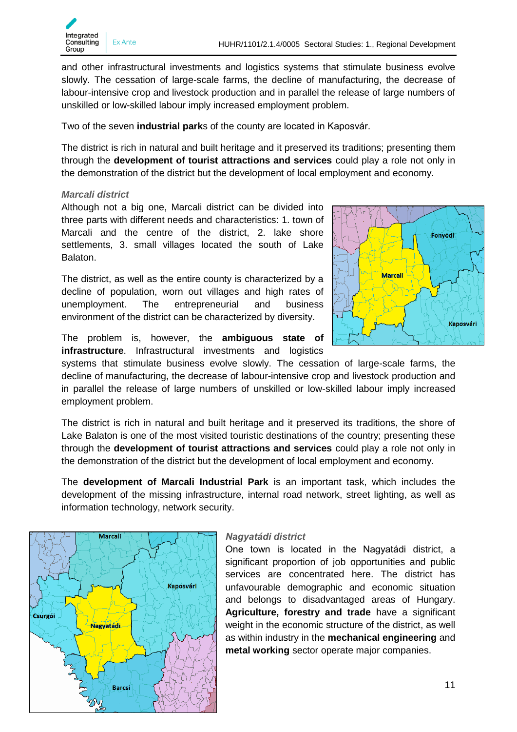and other infrastructural investments and logistics systems that stimulate business evolve slowly. The cessation of large-scale farms, the decline of manufacturing, the decrease of labour-intensive crop and livestock production and in parallel the release of large numbers of unskilled or low-skilled labour imply increased employment problem.

Two of the seven **industrial park**s of the county are located in Kaposvár.

The district is rich in natural and built heritage and it preserved its traditions; presenting them through the **development of tourist attractions and services** could play a role not only in the demonstration of the district but the development of local employment and economy.

### *Marcali district*

Although not a big one, Marcali district can be divided into three parts with different needs and characteristics: 1. town of Marcali and the centre of the district, 2. lake shore settlements, 3. small villages located the south of Lake Balaton.

The district, as well as the entire county is characterized by a decline of population, worn out villages and high rates of unemployment. The entrepreneurial and business environment of the district can be characterized by diversity.

The problem is, however, the **ambiguous state of infrastructure**. Infrastructural investments and logistics systems that stimulate business evolve slowly. The cessation of large-scale farms, the decline of manufacturing, the decrease of labour-intensive crop and livestock production and in parallel the release of large numbers of unskilled or low-skilled labour imply increased employment problem.

The district is rich in natural and built heritage and it preserved its traditions, the shore of Lake Balaton is one of the most visited touristic destinations of the country; presenting these through the **development of tourist attractions and services** could play a role not only in the demonstration of the district but the development of local employment and economy.

The **development of Marcali Industrial Park** is an important task, which includes the development of the missing infrastructure, internal road network, street lighting, as well as information technology, network security.

### *Nagyatádi district*

One town is located in the Nagyatádi district, a significant proportion of job opportunities and public services are concentrated here. The district has unfavourable demographic and economic situation and belongs to disadvantaged areas of Hungary. **Agriculture, forestry and trade** have a significant weight in the economic structure of the district, as well as within industry in the **mechanical engineering** and **metal working** sector operate major companies.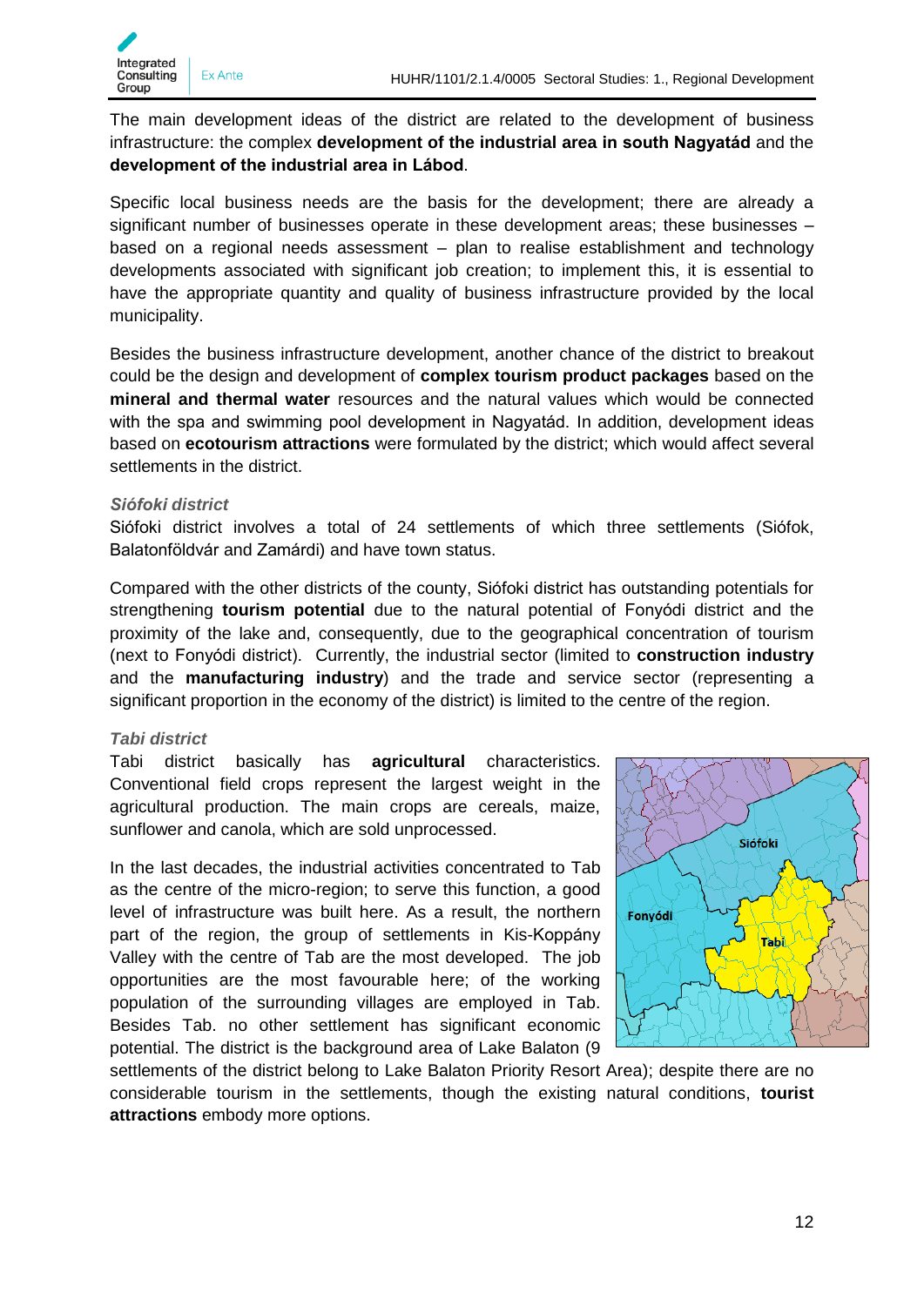The main development ideas of the district are related to the development of business infrastructure: the complex **development of the industrial area in south Nagyatád** and the **development of the industrial area in Lábod**.

Specific local business needs are the basis for the development; there are already a significant number of businesses operate in these development areas; these businesses – based on a regional needs assessment – plan to realise establishment and technology developments associated with significant job creation; to implement this, it is essential to have the appropriate quantity and quality of business infrastructure provided by the local municipality.

Besides the business infrastructure development, another chance of the district to breakout could be the design and development of **complex tourism product packages** based on the **mineral and thermal water** resources and the natural values which would be connected with the spa and swimming pool development in Nagyatád. In addition, development ideas based on **ecotourism attractions** were formulated by the district; which would affect several settlements in the district.

***Siófoki district***

Siófoki district involves a total of 24 settlements of which three settlements (Siófok, Balatonföldvár and Zamárdi) and have town status.

Compared with the other districts of the county, Siófoki district has outstanding potentials for strengthening **tourism potential** due to the natural potential of Fonyódi district and the proximity of the lake and, consequently, due to the geographical concentration of tourism (next to Fonyódi district). Currently, the industrial sector (limited to **construction industry** and the **manufacturing industry**) and the trade and service sector (representing a significant proportion in the economy of the district) is limited to the centre of the region.

***Tabi district***

Tabi district basically has **agricultural** characteristics. Conventional field crops represent the largest weight in the agricultural production. The main crops are cereals, maize, sunflower and canola, which are sold unprocessed.

In the last decades, the industrial activities concentrated to Tab as the centre of the micro-region; to serve this function, a good level of infrastructure was built here. As a result, the northern part of the region, the group of settlements in Kis-Koppány Valley with the centre of Tab are the most developed. The job opportunities are the most favourable here; of the working population of the surrounding villages are employed in Tab. Besides Tab. no other settlement has significant economic potential. The district is the background area of Lake Balaton (9 settlements of the district belong to Lake Balaton Priority Resort Area); despite there are no considerable tourism in the settlements, though the existing natural conditions, **tourist attractions** embody more options.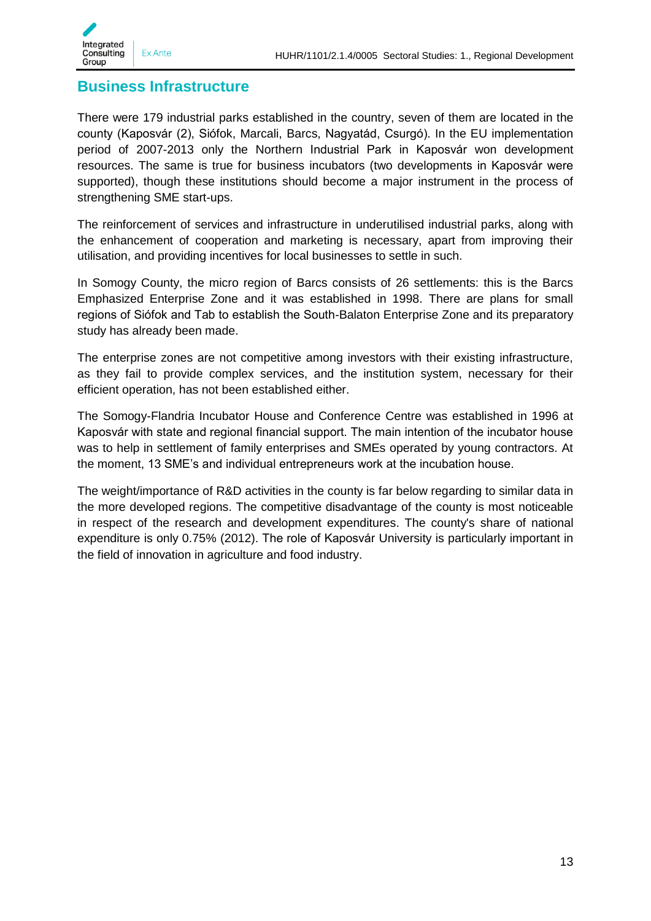## Business Infrastructure

There were 179 industrial parks established in the country, seven of them are located in the county (Kaposvár (2), Siófok, Marcali, Barcs, Nagyatád, Csurgó). In the EU implementation period of 2007-2013 only the Northern Industrial Park in Kaposvár won development resources. The same is true for business incubators (two developments in Kaposvár were supported), though these institutions should become a major instrument in the process of strengthening SME start-ups.

The reinforcement of services and infrastructure in underutilised industrial parks, along with the enhancement of cooperation and marketing is necessary, apart from improving their utilisation, and providing incentives for local businesses to settle in such.

In Somogy County, the micro region of Barcs consists of 26 settlements: this is the Barcs Emphasized Enterprise Zone and it was established in 1998. There are plans for small regions of Siófok and Tab to establish the South-Balaton Enterprise Zone and its preparatory study has already been made.

The enterprise zones are not competitive among investors with their existing infrastructure, as they fail to provide complex services, and the institution system, necessary for their efficient operation, has not been established either.

The Somogy-Flandria Incubator House and Conference Centre was established in 1996 at Kaposvár with state and regional financial support. The main intention of the incubator house was to help in settlement of family enterprises and SMEs operated by young contractors. At the moment, 13 SME's and individual entrepreneurs work at the incubation house.

The weight/importance of R&D activities in the county is far below regarding to similar data in the more developed regions. The competitive disadvantage of the county is most noticeable in respect of the research and development expenditures. The county's share of national expenditure is only 0.75% (2012). The role of Kaposvár University is particularly important in the field of innovation in agriculture and food industry.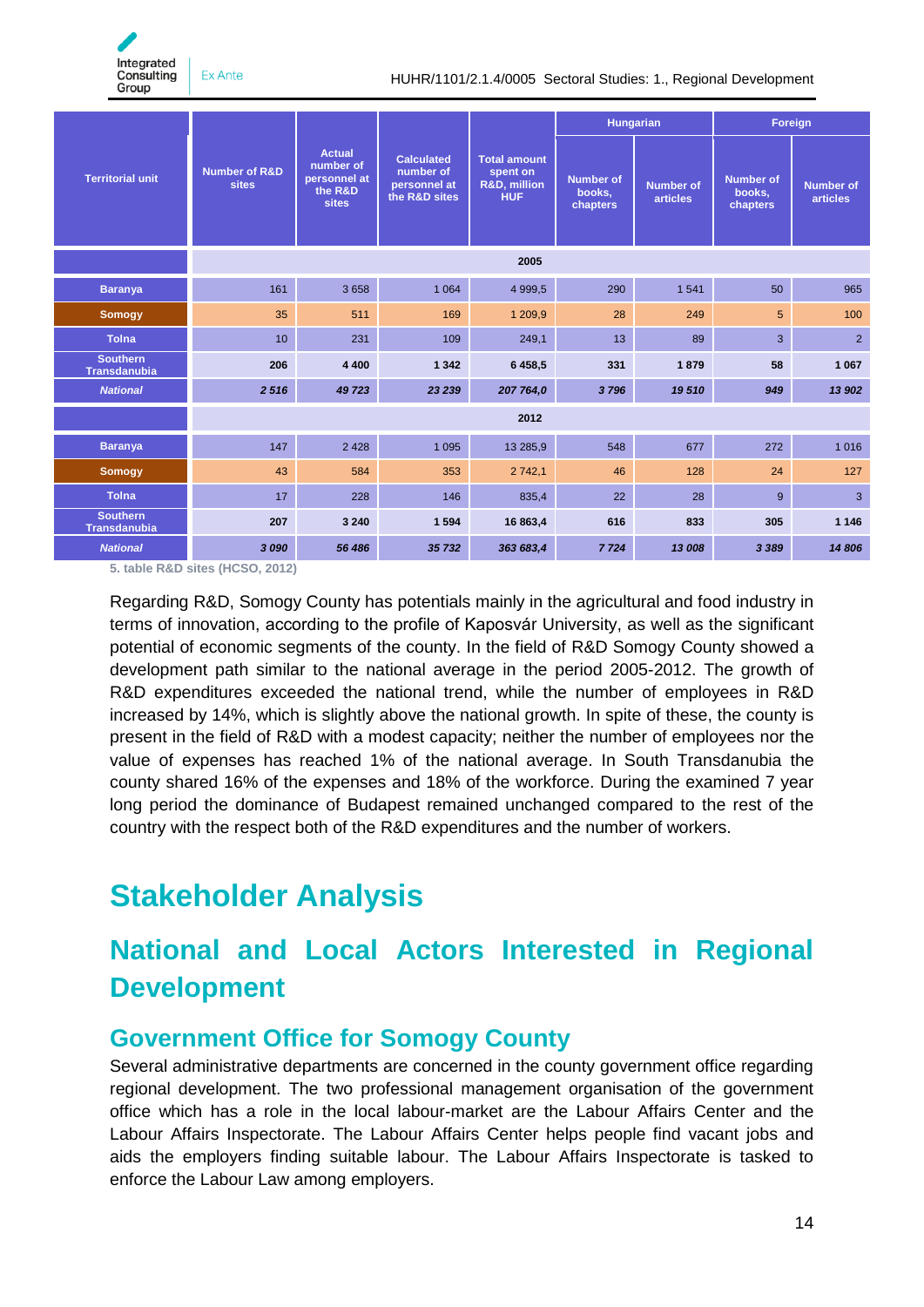| Territorial unit | Number of R&D sites | Actual number of personnel at the R&D sites | Calculated number of personnel at the R&D sites | Total amount spent on R&D, million HUF | Hungarian | | Foreign | |
|---|---|---|---|---|---|---|---|---|
| | | | | | Number of books, chapters | Number of articles | Number of books, chapters | Number of articles |
| | 2005 | | | | | | | |
| Baranya | 161 | 3 658 | 1 064 | 4 999,5 | 290 | 1 541 | 50 | 965 |
| Somogy | 35 | 511 | 169 | 1 209,9 | 28 | 249 | 5 | 100 |
| Tolna | 10 | 231 | 109 | 249,1 | 13 | 89 | 3 | 2 |
| **Southern Transdanubia** | **206** | **4 400** | **1 342** | **6 458,5** | **331** | **1 879** | **58** | **1 067** |
| ***National*** | ***2 516*** | ***49 723*** | ***23 239*** | ***207 764,0*** | ***3 796*** | ***19 510*** | ***949*** | ***13 902*** |
| | 2012 | | | | | | | |
| Baranya | 147 | 2 428 | 1 095 | 13 285,9 | 548 | 677 | 272 | 1 016 |
| Somogy | 43 | 584 | 353 | 2 742,1 | 46 | 128 | 24 | 127 |
| Tolna | 17 | 228 | 146 | 835,4 | 22 | 28 | 9 | 3 |
| **Southern Transdanubia** | **207** | **3 240** | **1 594** | **16 863,4** | **616** | **833** | **305** | **1 146** |
| ***National*** | ***3 090*** | ***56 486*** | ***35 732*** | ***363 683,4*** | ***7 724*** | ***13 008*** | ***3 389*** | ***14 806*** |

**5. table R&D sites (HCSO, 2012)**

Regarding R&D, Somogy County has potentials mainly in the agricultural and food industry in terms of innovation, according to the profile of Kaposvár University, as well as the significant potential of economic segments of the county. In the field of R&D Somogy County showed a development path similar to the national average in the period 2005-2012. The growth of R&D expenditures exceeded the national trend, while the number of employees in R&D increased by 14%, which is slightly above the national growth. In spite of these, the county is present in the field of R&D with a modest capacity; neither the number of employees nor the value of expenses has reached 1% of the national average. In South Transdanubia the county shared 16% of the expenses and 18% of the workforce. During the examined 7 year long period the dominance of Budapest remained unchanged compared to the rest of the country with the respect both of the R&D expenditures and the number of workers.

# Stakeholder Analysis

## National and Local Actors Interested in Regional Development

### Government Office for Somogy County

Several administrative departments are concerned in the county government office regarding regional development. The two professional management organisation of the government office which has a role in the local labour-market are the Labour Affairs Center and the Labour Affairs Inspectorate. The Labour Affairs Center helps people find vacant jobs and aids the employers finding suitable labour. The Labour Affairs Inspectorate is tasked to enforce the Labour Law among employers.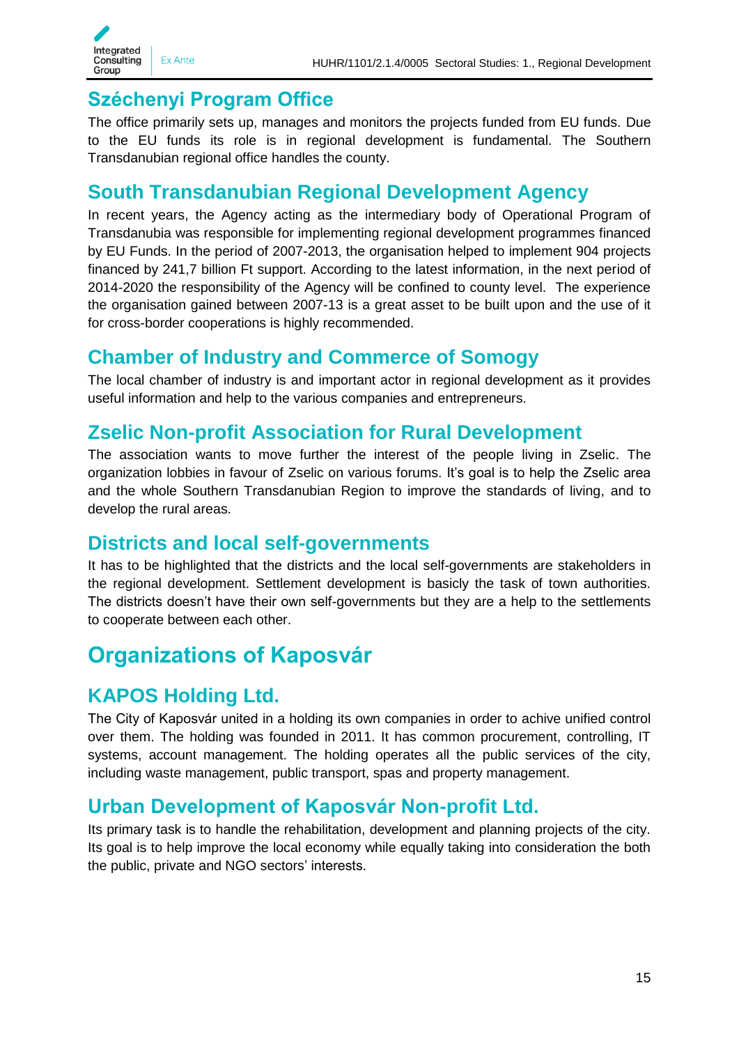## Széchenyi Program Office

The office primarily sets up, manages and monitors the projects funded from EU funds. Due to the EU funds its role is in regional development is fundamental. The Southern Transdanubian regional office handles the county.

## South Transdanubian Regional Development Agency

In recent years, the Agency acting as the intermediary body of Operational Program of Transdanubia was responsible for implementing regional development programmes financed by EU Funds. In the period of 2007-2013, the organisation helped to implement 904 projects financed by 241,7 billion Ft support. According to the latest information, in the next period of 2014-2020 the responsibility of the Agency will be confined to county level. The experience the organisation gained between 2007-13 is a great asset to be built upon and the use of it for cross-border cooperations is highly recommended.

## Chamber of Industry and Commerce of Somogy

The local chamber of industry is and important actor in regional development as it provides useful information and help to the various companies and entrepreneurs.

## Zselic Non-profit Association for Rural Development

The association wants to move further the interest of the people living in Zselic. The organization lobbies in favour of Zselic on various forums. It's goal is to help the Zselic area and the whole Southern Transdanubian Region to improve the standards of living, and to develop the rural areas.

## Districts and local self-governments

It has to be highlighted that the districts and the local self-governments are stakeholders in the regional development. Settlement development is basicly the task of town authorities. The districts doesn't have their own self-governments but they are a help to the settlements to cooperate between each other.

# Organizations of Kaposvár

## KAPOS Holding Ltd.

The City of Kaposvár united in a holding its own companies in order to achive unified control over them. The holding was founded in 2011. It has common procurement, controlling, IT systems, account management. The holding operates all the public services of the city, including waste management, public transport, spas and property management.

## Urban Development of Kaposvár Non-profit Ltd.

Its primary task is to handle the rehabilitation, development and planning projects of the city. Its goal is to help improve the local economy while equally taking into consideration the both the public, private and NGO sectors' interests.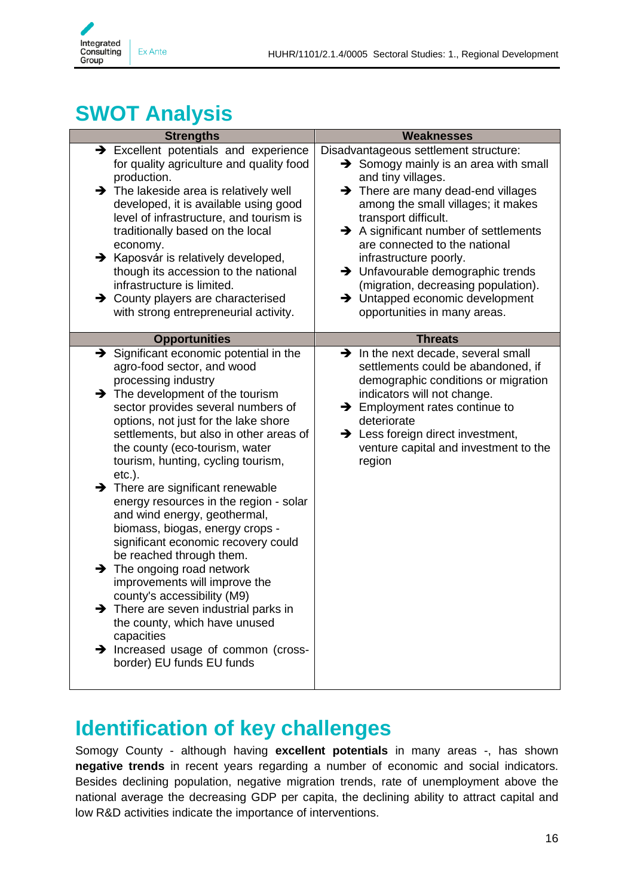# SWOT Analysis

| Strengths | Weaknesses |
| --- | --- |
| ➔ Excellent potentials and experience for quality agriculture and quality food production.<br>➔ The lakeside area is relatively well developed, it is available using good level of infrastructure, and tourism is traditionally based on the local economy.<br>➔ Kaposvár is relatively developed, though its accession to the national infrastructure is limited.<br>➔ County players are characterised with strong entrepreneurial activity. | Disadvantageous settlement structure:<br>➔ Somogy mainly is an area with small and tiny villages.<br>➔ There are many dead-end villages among the small villages; it makes transport difficult.<br>➔ A significant number of settlements are connected to the national infrastructure poorly.<br>➔ Unfavourable demographic trends (migration, decreasing population).<br>➔ Untapped economic development opportunities in many areas. |
| **Opportunities** | **Threats** |
| ➔ Significant economic potential in the agro-food sector, and wood processing industry<br>➔ The development of the tourism sector provides several numbers of options, not just for the lake shore settlements, but also in other areas of the county (eco-tourism, water tourism, hunting, cycling tourism, etc.).<br>➔ There are significant renewable energy resources in the region - solar and wind energy, geothermal, biomass, biogas, energy crops - significant economic recovery could be reached through them.<br>➔ The ongoing road network improvements will improve the county's accessibility (M9)<br>➔ There are seven industrial parks in the county, which have unused capacities<br>➔ Increased usage of common (cross-border) EU funds EU funds | ➔ In the next decade, several small settlements could be abandoned, if demographic conditions or migration indicators will not change.<br>➔ Employment rates continue to deteriorate<br>➔ Less foreign direct investment, venture capital and investment to the region |

# Identification of key challenges

Somogy County - although having **excellent potentials** in many areas -, has shown **negative trends** in recent years regarding a number of economic and social indicators. Besides declining population, negative migration trends, rate of unemployment above the national average the decreasing GDP per capita, the declining ability to attract capital and low R&D activities indicate the importance of interventions.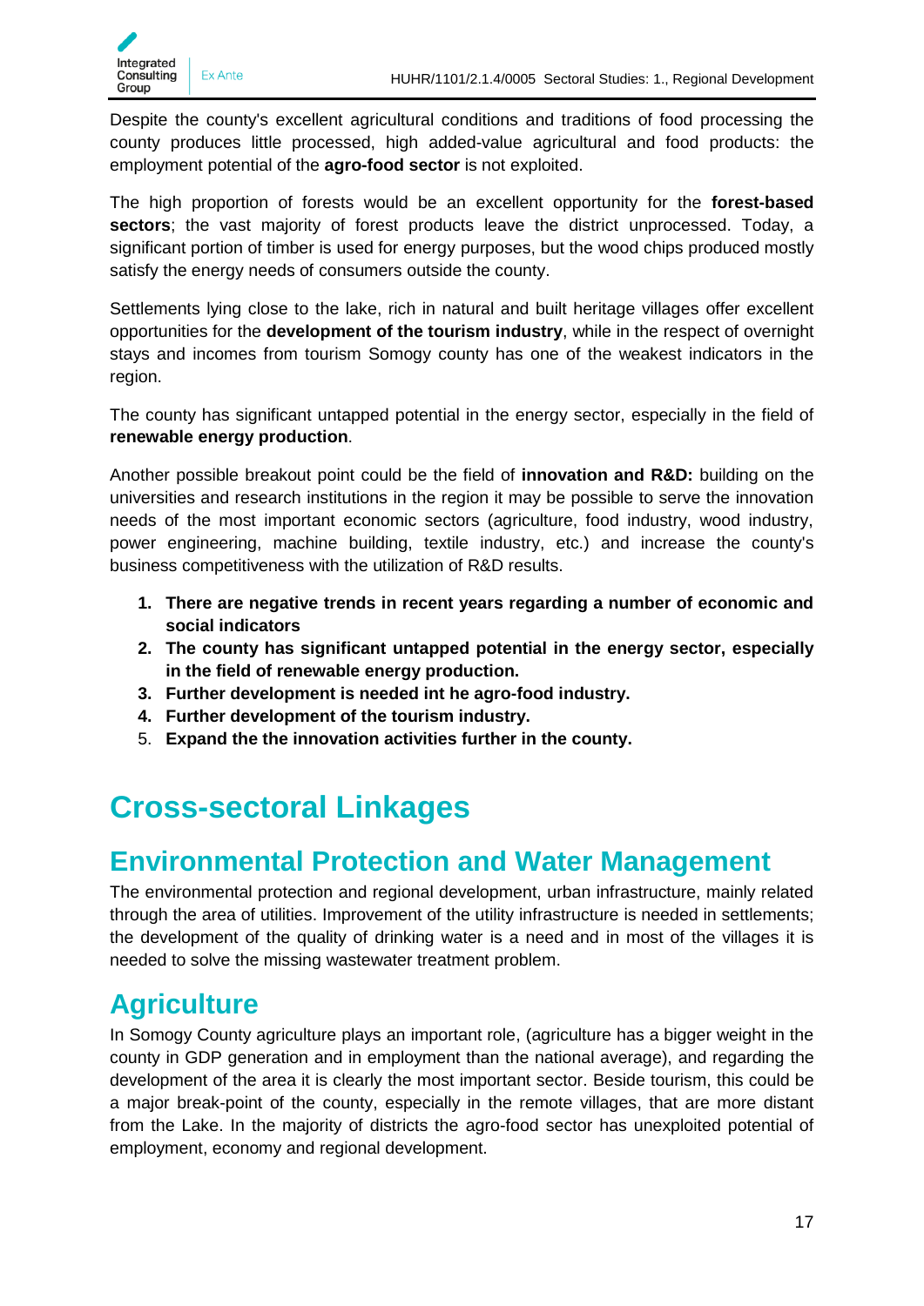Despite the county's excellent agricultural conditions and traditions of food processing the county produces little processed, high added-value agricultural and food products: the employment potential of the **agro-food sector** is not exploited.

The high proportion of forests would be an excellent opportunity for the **forest-based sectors**; the vast majority of forest products leave the district unprocessed. Today, a significant portion of timber is used for energy purposes, but the wood chips produced mostly satisfy the energy needs of consumers outside the county.

Settlements lying close to the lake, rich in natural and built heritage villages offer excellent opportunities for the **development of the tourism industry**, while in the respect of overnight stays and incomes from tourism Somogy county has one of the weakest indicators in the region.

The county has significant untapped potential in the energy sector, especially in the field of **renewable energy production**.

Another possible breakout point could be the field of **innovation and R&D:** building on the universities and research institutions in the region it may be possible to serve the innovation needs of the most important economic sectors (agriculture, food industry, wood industry, power engineering, machine building, textile industry, etc.) and increase the county's business competitiveness with the utilization of R&D results.

1. **There are negative trends in recent years regarding a number of economic and social indicators**
2. **The county has significant untapped potential in the energy sector, especially in the field of renewable energy production.**
3. **Further development is needed int he agro-food industry.**
4. **Further development of the tourism industry.**
5. **Expand the the innovation activities further in the county.**

# Cross-sectoral Linkages

## Environmental Protection and Water Management

The environmental protection and regional development, urban infrastructure, mainly related through the area of utilities. Improvement of the utility infrastructure is needed in settlements; the development of the quality of drinking water is a need and in most of the villages it is needed to solve the missing wastewater treatment problem.

## Agriculture

In Somogy County agriculture plays an important role, (agriculture has a bigger weight in the county in GDP generation and in employment than the national average), and regarding the development of the area it is clearly the most important sector. Beside tourism, this could be a major break-point of the county, especially in the remote villages, that are more distant from the Lake. In the majority of districts the agro-food sector has unexploited potential of employment, economy and regional development.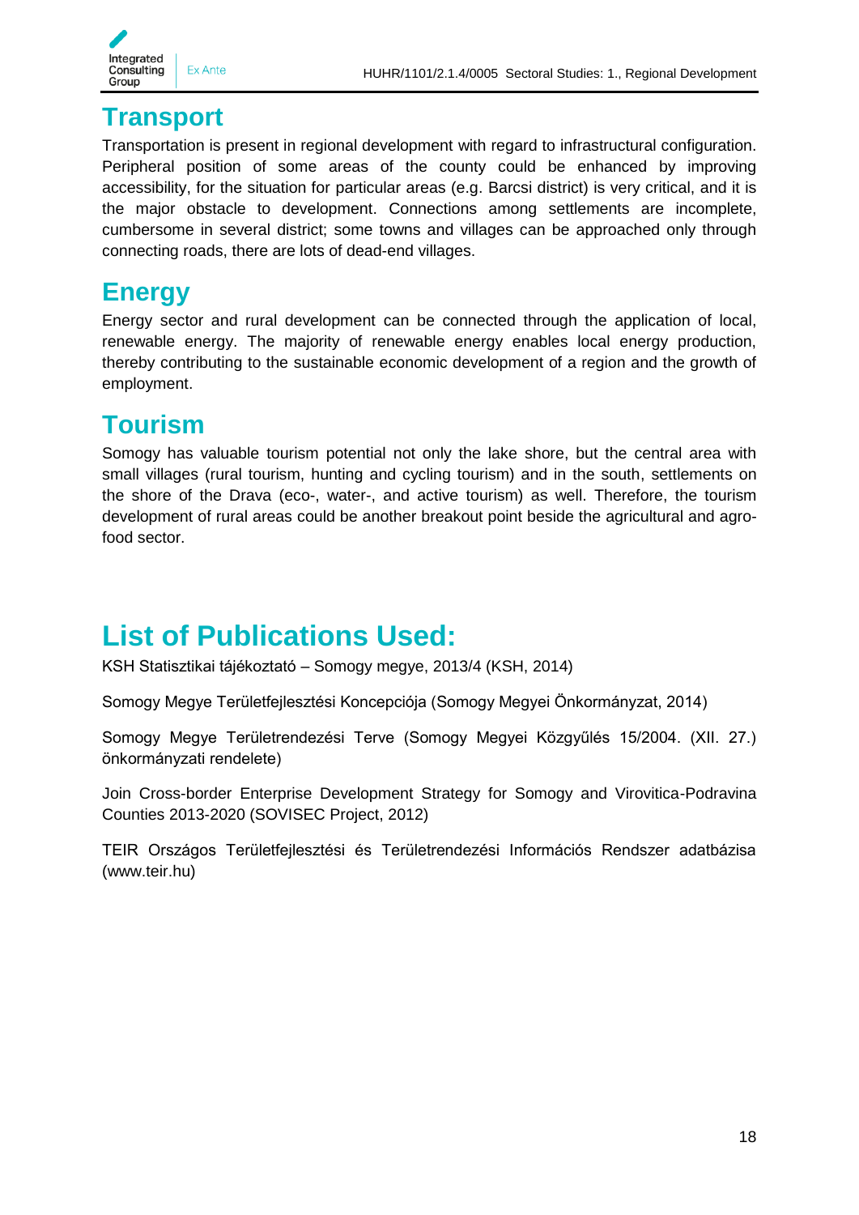## Transport

Transportation is present in regional development with regard to infrastructural configuration. Peripheral position of some areas of the county could be enhanced by improving accessibility, for the situation for particular areas (e.g. Barcsi district) is very critical, and it is the major obstacle to development. Connections among settlements are incomplete, cumbersome in several district; some towns and villages can be approached only through connecting roads, there are lots of dead-end villages.

## Energy

Energy sector and rural development can be connected through the application of local, renewable energy. The majority of renewable energy enables local energy production, thereby contributing to the sustainable economic development of a region and the growth of employment.

## Tourism

Somogy has valuable tourism potential not only the lake shore, but the central area with small villages (rural tourism, hunting and cycling tourism) and in the south, settlements on the shore of the Drava (eco-, water-, and active tourism) as well. Therefore, the tourism development of rural areas could be another breakout point beside the agricultural and agro-food sector.

# List of Publications Used:

KSH Statisztikai tájékoztató – Somogy megye, 2013/4 (KSH, 2014)

Somogy Megye Területfejlesztési Koncepciója (Somogy Megyei Önkormányzat, 2014)

Somogy Megye Területrendezési Terve (Somogy Megyei Közgyűlés 15/2004. (XII. 27.) önkormányzati rendelete)

Join Cross-border Enterprise Development Strategy for Somogy and Virovitica-Podravina Counties 2013-2020 (SOVISEC Project, 2012)

TEIR Országos Területfejlesztési és Területrendezési Információs Rendszer adatbázisa (www.teir.hu)